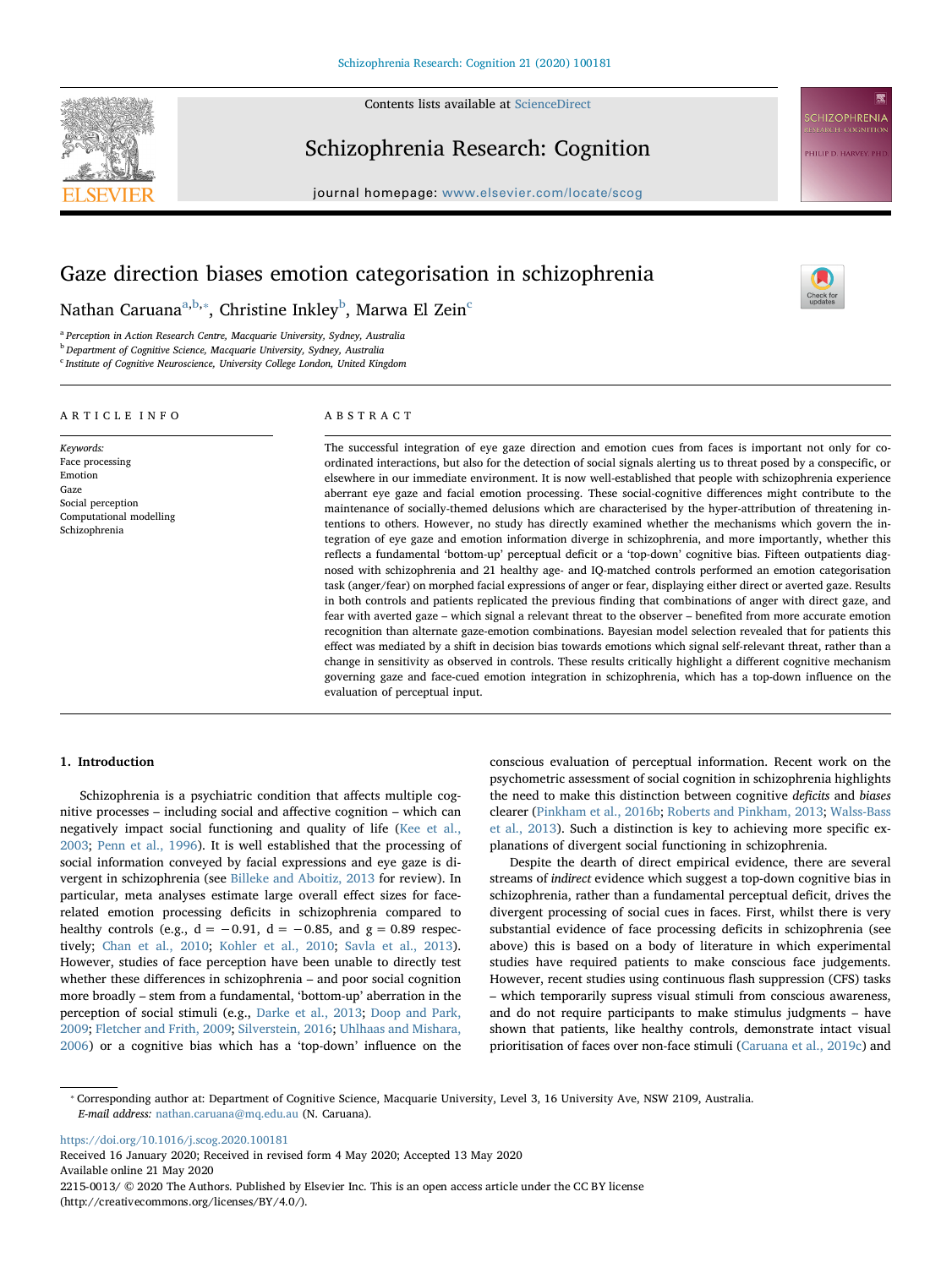# Gaze direction biases emotion categorisation in schizophrenia

Nathan Caruana[a,b,*], Christine Inkley[b], Marwa El Zein[c]

[a] Perception in Action Research Centre, Macquarie University, Sydney, Australia
[b] Department of Cognitive Science, Macquarie University, Sydney, Australia
[c] Institute of Cognitive Neuroscience, University College London, United Kingdom

## ARTICLE INFO

*Keywords:*
Face processing
Emotion
Gaze
Social perception
Computational modelling
Schizophrenia

## ABSTRACT

The successful integration of eye gaze direction and emotion cues from faces is important not only for coordinated interactions, but also for the detection of social signals alerting us to threat posed by a conspecific, or elsewhere in our immediate environment. It is now well-established that people with schizophrenia experience aberrant eye gaze and facial emotion processing. These social-cognitive differences might contribute to the maintenance of socially-themed delusions which are characterised by the hyper-attribution of threatening intentions to others. However, no study has directly examined whether the mechanisms which govern the integration of eye gaze and emotion information diverge in schizophrenia, and more importantly, whether this reflects a fundamental 'bottom-up' perceptual deficit or a 'top-down' cognitive bias. Fifteen outpatients diagnosed with schizophrenia and 21 healthy age- and IQ-matched controls performed an emotion categorisation task (anger/fear) on morphed facial expressions of anger or fear, displaying either direct or averted gaze. Results in both controls and patients replicated the previous finding that combinations of anger with direct gaze, and fear with averted gaze – which signal a relevant threat to the observer – benefited from more accurate emotion recognition than alternate gaze-emotion combinations. Bayesian model selection revealed that for patients this effect was mediated by a shift in decision bias towards emotions which signal self-relevant threat, rather than a change in sensitivity as observed in controls. These results critically highlight a different cognitive mechanism governing gaze and face-cued emotion integration in schizophrenia, which has a top-down influence on the evaluation of perceptual input.

## 1. Introduction

Schizophrenia is a psychiatric condition that affects multiple cognitive processes – including social and affective cognition – which can negatively impact social functioning and quality of life (Kee et al., 2003; Penn et al., 1996). It is well established that the processing of social information conveyed by facial expressions and eye gaze is divergent in schizophrenia (see Billeke and Aboitiz, 2013 for review). In particular, meta analyses estimate large overall effect sizes for face-related emotion processing deficits in schizophrenia compared to healthy controls (e.g., $d = -0.91$, $d = -0.85$, and $g = 0.89$ respectively; Chan et al., 2010; Kohler et al., 2010; Savla et al., 2013). However, studies of face perception have been unable to directly test whether these differences in schizophrenia – and poor social cognition more broadly – stem from a fundamental, 'bottom-up' aberration in the perception of social stimuli (e.g., Darke et al., 2013; Doop and Park, 2009; Fletcher and Frith, 2009; Silverstein, 2016; Uhlhaas and Mishara, 2006) or a cognitive bias which has a 'top-down' influence on the conscious evaluation of perceptual information. Recent work on the psychometric assessment of social cognition in schizophrenia highlights the need to make this distinction between cognitive *deficits* and *biases* clearer (Pinkham et al., 2016b; Roberts and Pinkham, 2013; Walss-Bass et al., 2013). Such a distinction is key to achieving more specific explanations of divergent social functioning in schizophrenia.

Despite the dearth of direct empirical evidence, there are several streams of *indirect* evidence which suggest a top-down cognitive bias in schizophrenia, rather than a fundamental perceptual deficit, drives the divergent processing of social cues in faces. First, whilst there is very substantial evidence of face processing deficits in schizophrenia (see above) this is based on a body of literature in which experimental studies have required patients to make conscious face judgements. However, recent studies using continuous flash suppression (CFS) tasks – which temporarily supress visual stimuli from conscious awareness, and do not require participants to make stimulus judgments – have shown that patients, like healthy controls, demonstrate intact visual prioritisation of faces over non-face stimuli (Caruana et al., 2019c) and

---

* Corresponding author at: Department of Cognitive Science, Macquarie University, Level 3, 16 University Ave, NSW 2109, Australia.
*E-mail address:* nathan.caruana@mq.edu.au (N. Caruana).

https://doi.org/10.1016/j.scog.2020.100181
Received 16 January 2020; Received in revised form 4 May 2020; Accepted 13 May 2020
Available online 21 May 2020
2215-0013/ © 2020 The Authors. Published by Elsevier Inc. This is an open access article under the CC BY license (http://creativecommons.org/licenses/BY/4.0/).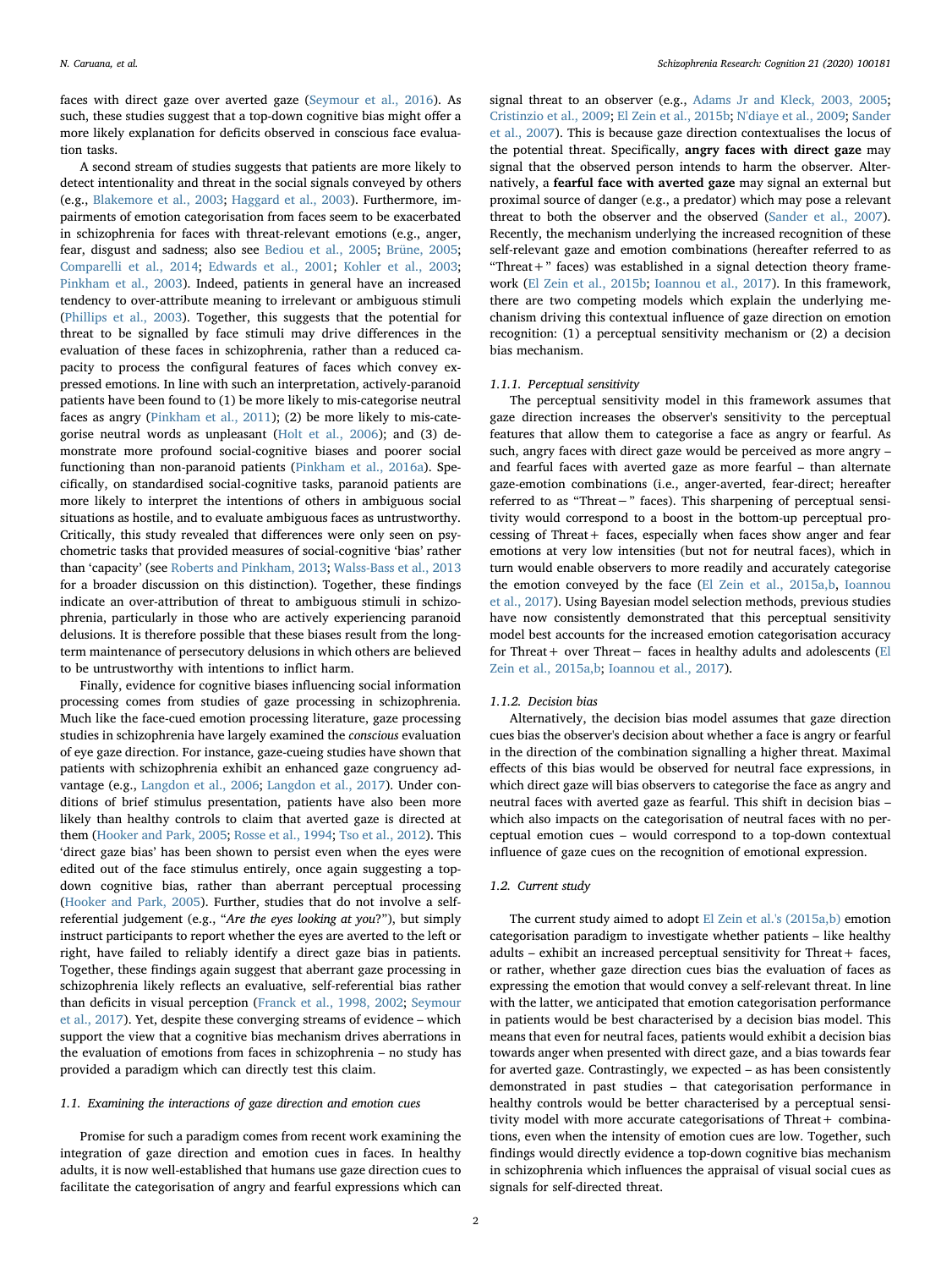faces with direct gaze over averted gaze (Seymour et al., 2016). As such, these studies suggest that a top-down cognitive bias might offer a more likely explanation for deficits observed in conscious face evaluation tasks.

A second stream of studies suggests that patients are more likely to detect intentionality and threat in the social signals conveyed by others (e.g., Blakemore et al., 2003; Haggard et al., 2003). Furthermore, impairments of emotion categorisation from faces seem to be exacerbated in schizophrenia for faces with threat-relevant emotions (e.g., anger, fear, disgust and sadness; also see Bediou et al., 2005; Brüne, 2005; Comparelli et al., 2014; Edwards et al., 2001; Kohler et al., 2003; Pinkham et al., 2003). Indeed, patients in general have an increased tendency to over-attribute meaning to irrelevant or ambiguous stimuli (Phillips et al., 2003). Together, this suggests that the potential for threat to be signalled by face stimuli may drive differences in the evaluation of these faces in schizophrenia, rather than a reduced capacity to process the configural features of faces which convey expressed emotions. In line with such an interpretation, actively-paranoid patients have been found to (1) be more likely to mis-categorise neutral faces as angry (Pinkham et al., 2011); (2) be more likely to mis-categorise neutral words as unpleasant (Holt et al., 2006); and (3) demonstrate more profound social-cognitive biases and poorer social functioning than non-paranoid patients (Pinkham et al., 2016a). Specifically, on standardised social-cognitive tasks, paranoid patients are more likely to interpret the intentions of others in ambiguous social situations as hostile, and to evaluate ambiguous faces as untrustworthy. Critically, this study revealed that differences were only seen on psychometric tasks that provided measures of social-cognitive 'bias' rather than 'capacity' (see Roberts and Pinkham, 2013; Walss-Bass et al., 2013 for a broader discussion on this distinction). Together, these findings indicate an over-attribution of threat to ambiguous stimuli in schizophrenia, particularly in those who are actively experiencing paranoid delusions. It is therefore possible that these biases result from the long-term maintenance of persecutory delusions in which others are believed to be untrustworthy with intentions to inflict harm.

Finally, evidence for cognitive biases influencing social information processing comes from studies of gaze processing in schizophrenia. Much like the face-cued emotion processing literature, gaze processing studies in schizophrenia have largely examined the *conscious* evaluation of eye gaze direction. For instance, gaze-cueing studies have shown that patients with schizophrenia exhibit an enhanced gaze congruency advantage (e.g., Langdon et al., 2006; Langdon et al., 2017). Under conditions of brief stimulus presentation, patients have also been more likely than healthy controls to claim that averted gaze is directed at them (Hooker and Park, 2005; Rosse et al., 1994; Tso et al., 2012). This 'direct gaze bias' has been shown to persist even when the eyes were edited out of the face stimulus entirely, once again suggesting a top-down cognitive bias, rather than aberrant perceptual processing (Hooker and Park, 2005). Further, studies that do not involve a self-referential judgement (e.g., "*Are the eyes looking at you*?"), but simply instruct participants to report whether the eyes are averted to the left or right, have failed to reliably identify a direct gaze bias in patients. Together, these findings again suggest that aberrant gaze processing in schizophrenia likely reflects an evaluative, self-referential bias rather than deficits in visual perception (Franck et al., 1998, 2002; Seymour et al., 2017). Yet, despite these converging streams of evidence – which support the view that a cognitive bias mechanism drives aberrations in the evaluation of emotions from faces in schizophrenia – no study has provided a paradigm which can directly test this claim.

### 1.1. Examining the interactions of gaze direction and emotion cues

Promise for such a paradigm comes from recent work examining the integration of gaze direction and emotion cues in faces. In healthy adults, it is now well-established that humans use gaze direction cues to facilitate the categorisation of angry and fearful expressions which can signal threat to an observer (e.g., Adams Jr and Kleck, 2003, 2005; Cristinzio et al., 2009; El Zein et al., 2015b; N'diaye et al., 2009; Sander et al., 2007). This is because gaze direction contextualises the locus of the potential threat. Specifically, **angry faces with direct gaze** may signal that the observed person intends to harm the observer. Alternatively, a **fearful face with averted gaze** may signal an external but proximal source of danger (e.g., a predator) which may pose a relevant threat to both the observer and the observed (Sander et al., 2007). Recently, the mechanism underlying the increased recognition of these self-relevant gaze and emotion combinations (hereafter referred to as "Threat+" faces) was established in a signal detection theory framework (El Zein et al., 2015b; Ioannou et al., 2017). In this framework, there are two competing models which explain the underlying mechanism driving this contextual influence of gaze direction on emotion recognition: (1) a perceptual sensitivity mechanism or (2) a decision bias mechanism.

#### 1.1.1. Perceptual sensitivity

The perceptual sensitivity model in this framework assumes that gaze direction increases the observer's sensitivity to the perceptual features that allow them to categorise a face as angry or fearful. As such, angry faces with direct gaze would be perceived as more angry – and fearful faces with averted gaze as more fearful – than alternate gaze-emotion combinations (i.e., anger-averted, fear-direct; hereafter referred to as "Threat−" faces). This sharpening of perceptual sensitivity would correspond to a boost in the bottom-up perceptual processing of Threat+ faces, especially when faces show anger and fear emotions at very low intensities (but not for neutral faces), which in turn would enable observers to more readily and accurately categorise the emotion conveyed by the face (El Zein et al., 2015a,b, Ioannou et al., 2017). Using Bayesian model selection methods, previous studies have now consistently demonstrated that this perceptual sensitivity model best accounts for the increased emotion categorisation accuracy for Threat+ over Threat− faces in healthy adults and adolescents (El Zein et al., 2015a,b; Ioannou et al., 2017).

#### 1.1.2. Decision bias

Alternatively, the decision bias model assumes that gaze direction cues bias the observer's decision about whether a face is angry or fearful in the direction of the combination signalling a higher threat. Maximal effects of this bias would be observed for neutral face expressions, in which direct gaze will bias observers to categorise the face as angry and neutral faces with averted gaze as fearful. This shift in decision bias – which also impacts on the categorisation of neutral faces with no perceptual emotion cues – would correspond to a top-down contextual influence of gaze cues on the recognition of emotional expression.

### 1.2. Current study

The current study aimed to adopt El Zein et al.'s (2015a,b) emotion categorisation paradigm to investigate whether patients – like healthy adults – exhibit an increased perceptual sensitivity for Threat+ faces, or rather, whether gaze direction cues bias the evaluation of faces as expressing the emotion that would convey a self-relevant threat. In line with the latter, we anticipated that emotion categorisation performance in patients would be best characterised by a decision bias model. This means that even for neutral faces, patients would exhibit a decision bias towards anger when presented with direct gaze, and a bias towards fear for averted gaze. Contrastingly, we expected – as has been consistently demonstrated in past studies – that categorisation performance in healthy controls would be better characterised by a perceptual sensitivity model with more accurate categorisations of Threat+ combinations, even when the intensity of emotion cues are low. Together, such findings would directly evidence a top-down cognitive bias mechanism in schizophrenia which influences the appraisal of visual social cues as signals for self-directed threat.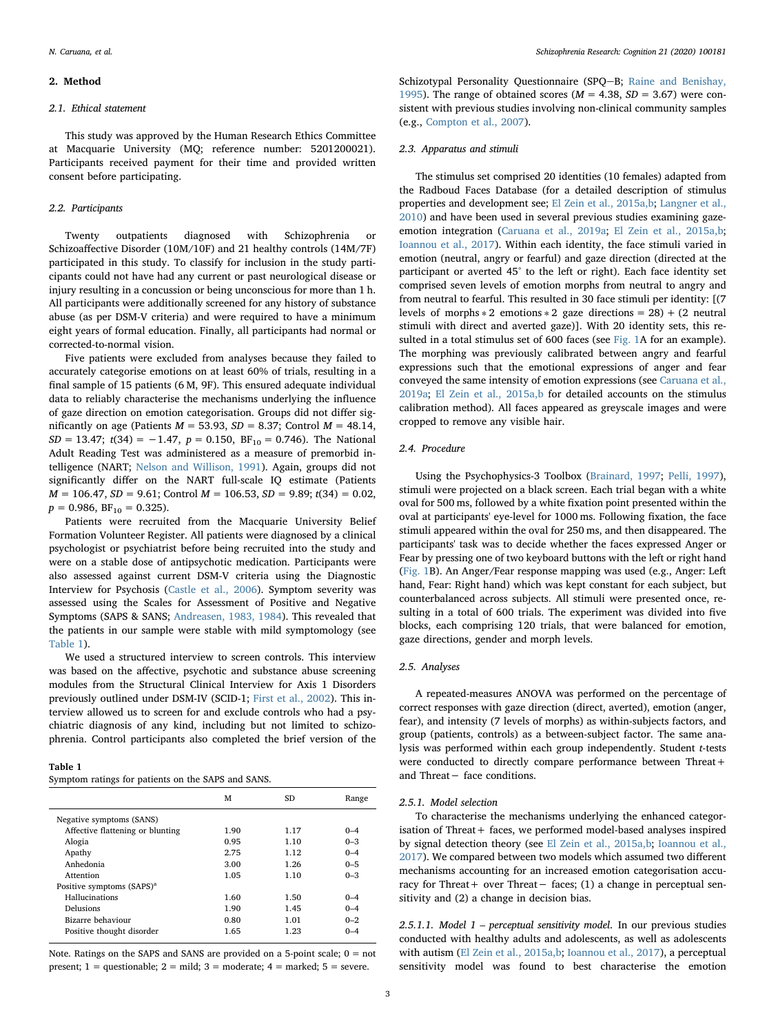## 2. Method

### 2.1. Ethical statement

This study was approved by the Human Research Ethics Committee at Macquarie University (MQ; reference number: 5201200021). Participants received payment for their time and provided written consent before participating.

### 2.2. Participants

Twenty outpatients diagnosed with Schizophrenia or Schizoaffective Disorder (10M/10F) and 21 healthy controls (14M/7F) participated in this study. To classify for inclusion in the study participants could not have had any current or past neurological disease or injury resulting in a concussion or being unconscious for more than 1 h. All participants were additionally screened for any history of substance abuse (as per DSM-V criteria) and were required to have a minimum eight years of formal education. Finally, all participants had normal or corrected-to-normal vision.

Five patients were excluded from analyses because they failed to accurately categorise emotions on at least 60% of trials, resulting in a final sample of 15 patients (6 M, 9F). This ensured adequate individual data to reliably characterise the mechanisms underlying the influence of gaze direction on emotion categorisation. Groups did not differ significantly on age (Patients $M = 53.93$, $SD = 8.37$; Control $M = 48.14$, $SD = 13.47$; $t(34) = -1.47$, $p = 0.150$, $BF_{10} = 0.746$). The National Adult Reading Test was administered as a measure of premorbid intelligence (NART; Nelson and Willison, 1991). Again, groups did not significantly differ on the NART full-scale IQ estimate (Patients $M = 106.47$, $SD = 9.61$; Control $M = 106.53$, $SD = 9.89$; $t(34) = 0.02$, $p = 0.986$, $BF_{10} = 0.325$).

Patients were recruited from the Macquarie University Belief Formation Volunteer Register. All patients were diagnosed by a clinical psychologist or psychiatrist before being recruited into the study and were on a stable dose of antipsychotic medication. Participants were also assessed against current DSM-V criteria using the Diagnostic Interview for Psychosis (Castle et al., 2006). Symptom severity was assessed using the Scales for Assessment of Positive and Negative Symptoms (SAPS & SANS; Andreasen, 1983, 1984). This revealed that the patients in our sample were stable with mild symptomology (see Table 1).

We used a structured interview to screen controls. This interview was based on the affective, psychotic and substance abuse screening modules from the Structural Clinical Interview for Axis 1 Disorders previously outlined under DSM-IV (SCID-1; First et al., 2002). This interview allowed us to screen for and exclude controls who had a psychiatric diagnosis of any kind, including but not limited to schizophrenia. Control participants also completed the brief version of the Schizotypal Personality Questionnaire (SPQ−B; Raine and Benishay, 1995). The range of obtained scores ($M = 4.38$, $SD = 3.67$) were consistent with previous studies involving non-clinical community samples (e.g., Compton et al., 2007).

**Table 1**
Symptom ratings for patients on the SAPS and SANS.

| | M | SD | Range |
|---|---|---|---|
| Negative symptoms (SANS) | | | |
| Affective flattening or blunting | 1.90 | 1.17 | 0–4 |
| Alogia | 0.95 | 1.10 | 0–3 |
| Apathy | 2.75 | 1.12 | 0–4 |
| Anhedonia | 3.00 | 1.26 | 0–5 |
| Attention | 1.05 | 1.10 | 0–3 |
| Positive symptoms (SAPS)[a] | | | |
| Hallucinations | 1.60 | 1.50 | 0–4 |
| Delusions | 1.90 | 1.45 | 0–4 |
| Bizarre behaviour | 0.80 | 1.01 | 0–2 |
| Positive thought disorder | 1.65 | 1.23 | 0–4 |

Note. Ratings on the SAPS and SANS are provided on a 5-point scale; 0 = not present; 1 = questionable; 2 = mild; 3 = moderate; 4 = marked; 5 = severe.

### 2.3. Apparatus and stimuli

The stimulus set comprised 20 identities (10 females) adapted from the Radboud Faces Database (for a detailed description of stimulus properties and development see; El Zein et al., 2015a,b; Langner et al., 2010) and have been used in several previous studies examining gaze-emotion integration (Caruana et al., 2019a; El Zein et al., 2015a,b; Ioannou et al., 2017). Within each identity, the face stimuli varied in emotion (neutral, angry or fearful) and gaze direction (directed at the participant or averted 45° to the left or right). Each face identity set comprised seven levels of emotion morphs from neutral to angry and from neutral to fearful. This resulted in 30 face stimuli per identity: [(7 levels of morphs * 2 emotions * 2 gaze directions = 28) + (2 neutral stimuli with direct and averted gaze)]. With 20 identity sets, this resulted in a total stimulus set of 600 faces (see Fig. 1A for an example). The morphing was previously calibrated between angry and fearful expressions such that the emotional expressions of anger and fear conveyed the same intensity of emotion expressions (see Caruana et al., 2019a; El Zein et al., 2015a,b for detailed accounts on the stimulus calibration method). All faces appeared as greyscale images and were cropped to remove any visible hair.

### 2.4. Procedure

Using the Psychophysics-3 Toolbox (Brainard, 1997; Pelli, 1997), stimuli were projected on a black screen. Each trial began with a white oval for 500 ms, followed by a white fixation point presented within the oval at participants' eye-level for 1000 ms. Following fixation, the face stimuli appeared within the oval for 250 ms, and then disappeared. The participants' task was to decide whether the faces expressed Anger or Fear by pressing one of two keyboard buttons with the left or right hand (Fig. 1B). An Anger/Fear response mapping was used (e.g., Anger: Left hand, Fear: Right hand) which was kept constant for each subject, but counterbalanced across subjects. All stimuli were presented once, resulting in a total of 600 trials. The experiment was divided into five blocks, each comprising 120 trials, that were balanced for emotion, gaze directions, gender and morph levels.

### 2.5. Analyses

A repeated-measures ANOVA was performed on the percentage of correct responses with gaze direction (direct, averted), emotion (anger, fear), and intensity (7 levels of morphs) as within-subjects factors, and group (patients, controls) as a between-subject factor. The same analysis was performed within each group independently. Student *t*-tests were conducted to directly compare performance between Threat+ and Threat− face conditions.

#### 2.5.1. Model selection

To characterise the mechanisms underlying the enhanced categorisation of Threat+ faces, we performed model-based analyses inspired by signal detection theory (see El Zein et al., 2015a,b; Ioannou et al., 2017). We compared between two models which assumed two different mechanisms accounting for an increased emotion categorisation accuracy for Threat+ over Threat− faces; (1) a change in perceptual sensitivity and (2) a change in decision bias.

*2.5.1.1. Model 1 – perceptual sensitivity model.* In our previous studies conducted with healthy adults and adolescents, as well as adolescents with autism (El Zein et al., 2015a,b; Ioannou et al., 2017), a perceptual sensitivity model was found to best characterise the emotion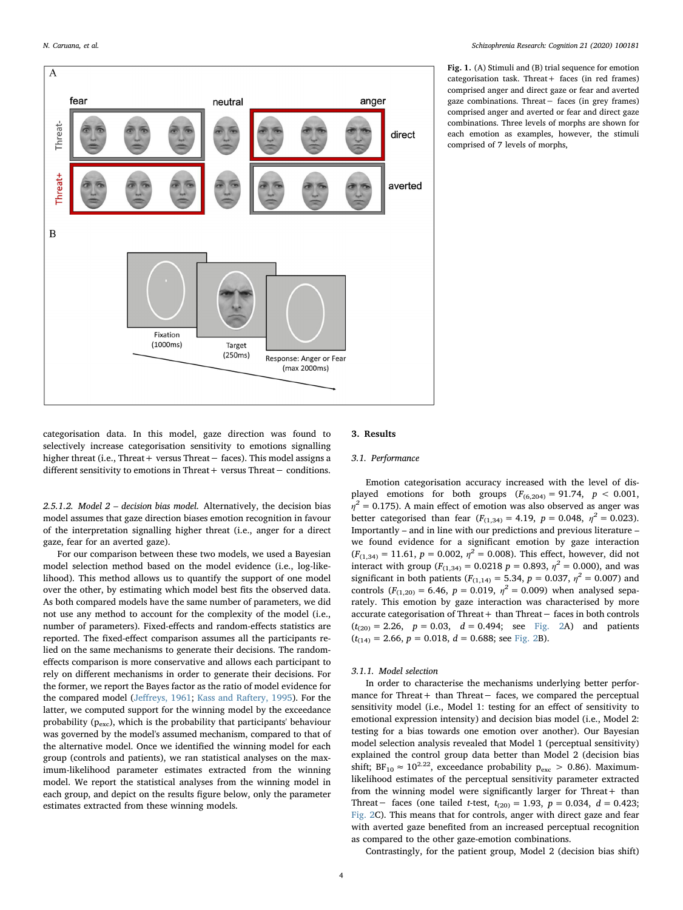Fig. 1. (A) Stimuli and (B) trial sequence for emotion categorisation task. Threat+ faces (in red frames) comprised anger and direct gaze or fear and averted gaze combinations. Threat− faces (in grey frames) comprised anger and averted or fear and direct gaze combinations. Three levels of morphs are shown for each emotion as examples, however, the stimuli comprised of 7 levels of morphs,

categorisation data. In this model, gaze direction was found to selectively increase categorisation sensitivity to emotions signalling higher threat (i.e., Threat+ versus Threat− faces). This model assigns a different sensitivity to emotions in Threat+ versus Threat− conditions.

*2.5.1.2. Model 2 – decision bias model.* Alternatively, the decision bias model assumes that gaze direction biases emotion recognition in favour of the interpretation signalling higher threat (i.e., anger for a direct gaze, fear for an averted gaze).

For our comparison between these two models, we used a Bayesian model selection method based on the model evidence (i.e., log-likelihood). This method allows us to quantify the support of one model over the other, by estimating which model best fits the observed data. As both compared models have the same number of parameters, we did not use any method to account for the complexity of the model (i.e., number of parameters). Fixed-effects and random-effects statistics are reported. The fixed-effect comparison assumes all the participants relied on the same mechanisms to generate their decisions. The random-effects comparison is more conservative and allows each participant to rely on different mechanisms in order to generate their decisions. For the former, we report the Bayes factor as the ratio of model evidence for the compared model (Jeffreys, 1961; Kass and Raftery, 1995). For the latter, we computed support for the winning model by the exceedance probability ($p_{exc}$), which is the probability that participants' behaviour was governed by the model's assumed mechanism, compared to that of the alternative model. Once we identified the winning model for each group (controls and patients), we ran statistical analyses on the maximum-likelihood parameter estimates extracted from the winning model. We report the statistical analyses from the winning model in each group, and depict on the results figure below, only the parameter estimates extracted from these winning models.

## 3. Results

### 3.1. Performance

Emotion categorisation accuracy increased with the level of displayed emotions for both groups ($F_{(6,204)} = 91.74$, $p < 0.001$, $\eta^2 = 0.175$). A main effect of emotion was also observed as anger was better categorised than fear ($F_{(1,34)} = 4.19$, $p = 0.048$, $\eta^2 = 0.023$). Importantly – and in line with our predictions and previous literature – we found evidence for a significant emotion by gaze interaction ($F_{(1,34)} = 11.61$, $p = 0.002$, $\eta^2 = 0.008$). This effect, however, did not interact with group ($F_{(1,34)} = 0.0218$ $p = 0.893$, $\eta^2 = 0.000$), and was significant in both patients ($F_{(1,14)} = 5.34$, $p = 0.037$, $\eta^2 = 0.007$) and controls ($F_{(1,20)} = 6.46$, $p = 0.019$, $\eta^2 = 0.009$) when analysed separately. This emotion by gaze interaction was characterised by more accurate categorisation of Threat+ than Threat− faces in both controls ($t_{(20)} = 2.26$, $p = 0.03$, $d = 0.494$; see Fig. 2A) and patients ($t_{(14)} = 2.66$, $p = 0.018$, $d = 0.688$; see Fig. 2B).

#### 3.1.1. Model selection

In order to characterise the mechanisms underlying better performance for Threat+ than Threat− faces, we compared the perceptual sensitivity model (i.e., Model 1: testing for an effect of sensitivity to emotional expression intensity) and decision bias model (i.e., Model 2: testing for a bias towards one emotion over another). Our Bayesian model selection analysis revealed that Model 1 (perceptual sensitivity) explained the control group data better than Model 2 (decision bias shift; $BF_{10} \approx 10^{2.22}$, exceedance probability $p_{exc} > 0.86$). Maximum-likelihood estimates of the perceptual sensitivity parameter extracted from the winning model were significantly larger for Threat+ than Threat− faces (one tailed *t*-test, $t_{(20)} = 1.93$, $p = 0.034$, $d = 0.423$; Fig. 2C). This means that for controls, anger with direct gaze and fear with averted gaze benefited from an increased perceptual recognition as compared to the other gaze-emotion combinations.

Contrastingly, for the patient group, Model 2 (decision bias shift)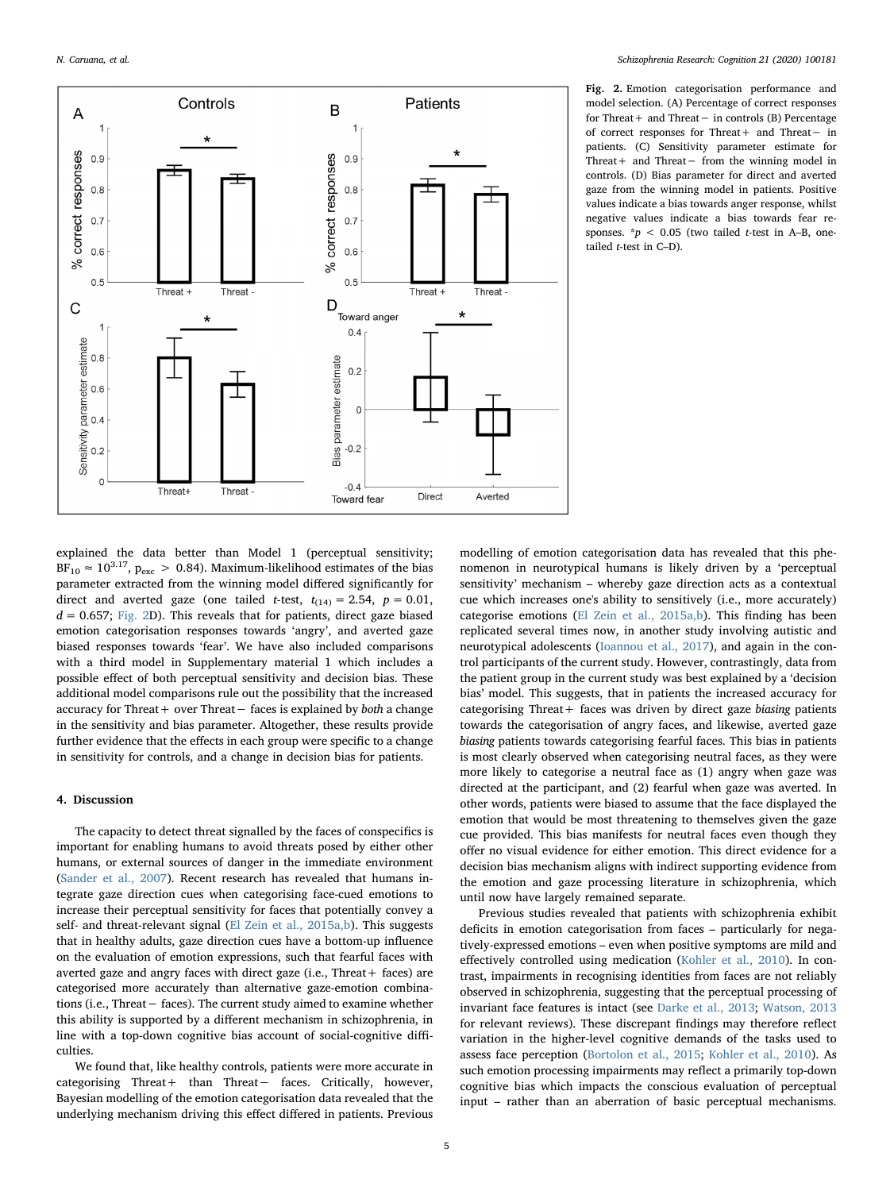Fig. 2. Emotion categorisation performance and model selection. (A) Percentage of correct responses for Threat+ and Threat− in controls (B) Percentage of correct responses for Threat+ and Threat− in patients. (C) Sensitivity parameter estimate for Threat+ and Threat− from the winning model in controls. (D) Bias parameter for direct and averted gaze from the winning model in patients. Positive values indicate a bias towards anger response, whilst negative values indicate a bias towards fear responses. $*p < 0.05$ (two tailed *t*-test in A–B, one-tailed *t*-test in C–D).

explained the data better than Model 1 (perceptual sensitivity; $BF_{10} \approx 10^{3.17}$, $p_{exc} > 0.84$). Maximum-likelihood estimates of the bias parameter extracted from the winning model differed significantly for direct and averted gaze (one tailed *t*-test, $t_{(14)} = 2.54$, $p = 0.01$, $d = 0.657$; Fig. 2D). This reveals that for patients, direct gaze biased emotion categorisation responses towards 'angry', and averted gaze biased responses towards 'fear'. We have also included comparisons with a third model in Supplementary material 1 which includes a possible effect of both perceptual sensitivity and decision bias. These additional model comparisons rule out the possibility that the increased accuracy for Threat+ over Threat− faces is explained by *both* a change in the sensitivity and bias parameter. Altogether, these results provide further evidence that the effects in each group were specific to a change in sensitivity for controls, and a change in decision bias for patients.

## 4. Discussion

The capacity to detect threat signalled by the faces of conspecifics is important for enabling humans to avoid threats posed by either other humans, or external sources of danger in the immediate environment (Sander et al., 2007). Recent research has revealed that humans integrate gaze direction cues when categorising face-cued emotions to increase their perceptual sensitivity for faces that potentially convey a self- and threat-relevant signal (El Zein et al., 2015a,b). This suggests that in healthy adults, gaze direction cues have a bottom-up influence on the evaluation of emotion expressions, such that fearful faces with averted gaze and angry faces with direct gaze (i.e., Threat+ faces) are categorised more accurately than alternative gaze-emotion combinations (i.e., Threat− faces). The current study aimed to examine whether this ability is supported by a different mechanism in schizophrenia, in line with a top-down cognitive bias account of social-cognitive difficulties.

We found that, like healthy controls, patients were more accurate in categorising Threat+ than Threat− faces. Critically, however, Bayesian modelling of the emotion categorisation data revealed that the underlying mechanism driving this effect differed in patients. Previous modelling of emotion categorisation data has revealed that this phenomenon in neurotypical humans is likely driven by a 'perceptual sensitivity' mechanism – whereby gaze direction acts as a contextual cue which increases one's ability to sensitively (i.e., more accurately) categorise emotions (El Zein et al., 2015a,b). This finding has been replicated several times now, in another study involving autistic and neurotypical adolescents (Ioannou et al., 2017), and again in the control participants of the current study. However, contrastingly, data from the patient group in the current study was best explained by a 'decision bias' model. This suggests, that in patients the increased accuracy for categorising Threat+ faces was driven by direct gaze *biasing* patients towards the categorisation of angry faces, and likewise, averted gaze *biasing* patients towards categorising fearful faces. This bias in patients is most clearly observed when categorising neutral faces, as they were more likely to categorise a neutral face as (1) angry when gaze was directed at the participant, and (2) fearful when gaze was averted. In other words, patients were biased to assume that the face displayed the emotion that would be most threatening to themselves given the gaze cue provided. This bias manifests for neutral faces even though they offer no visual evidence for either emotion. This direct evidence for a decision bias mechanism aligns with indirect supporting evidence from the emotion and gaze processing literature in schizophrenia, which until now have largely remained separate.

Previous studies revealed that patients with schizophrenia exhibit deficits in emotion categorisation from faces – particularly for negatively-expressed emotions – even when positive symptoms are mild and effectively controlled using medication (Kohler et al., 2010). In contrast, impairments in recognising identities from faces are not reliably observed in schizophrenia, suggesting that the perceptual processing of invariant face features is intact (see Darke et al., 2013; Watson, 2013 for relevant reviews). These discrepant findings may therefore reflect variation in the higher-level cognitive demands of the tasks used to assess face perception (Bortolon et al., 2015; Kohler et al., 2010). As such emotion processing impairments may reflect a primarily top-down cognitive bias which impacts the conscious evaluation of perceptual input – rather than an aberration of basic perceptual mechanisms.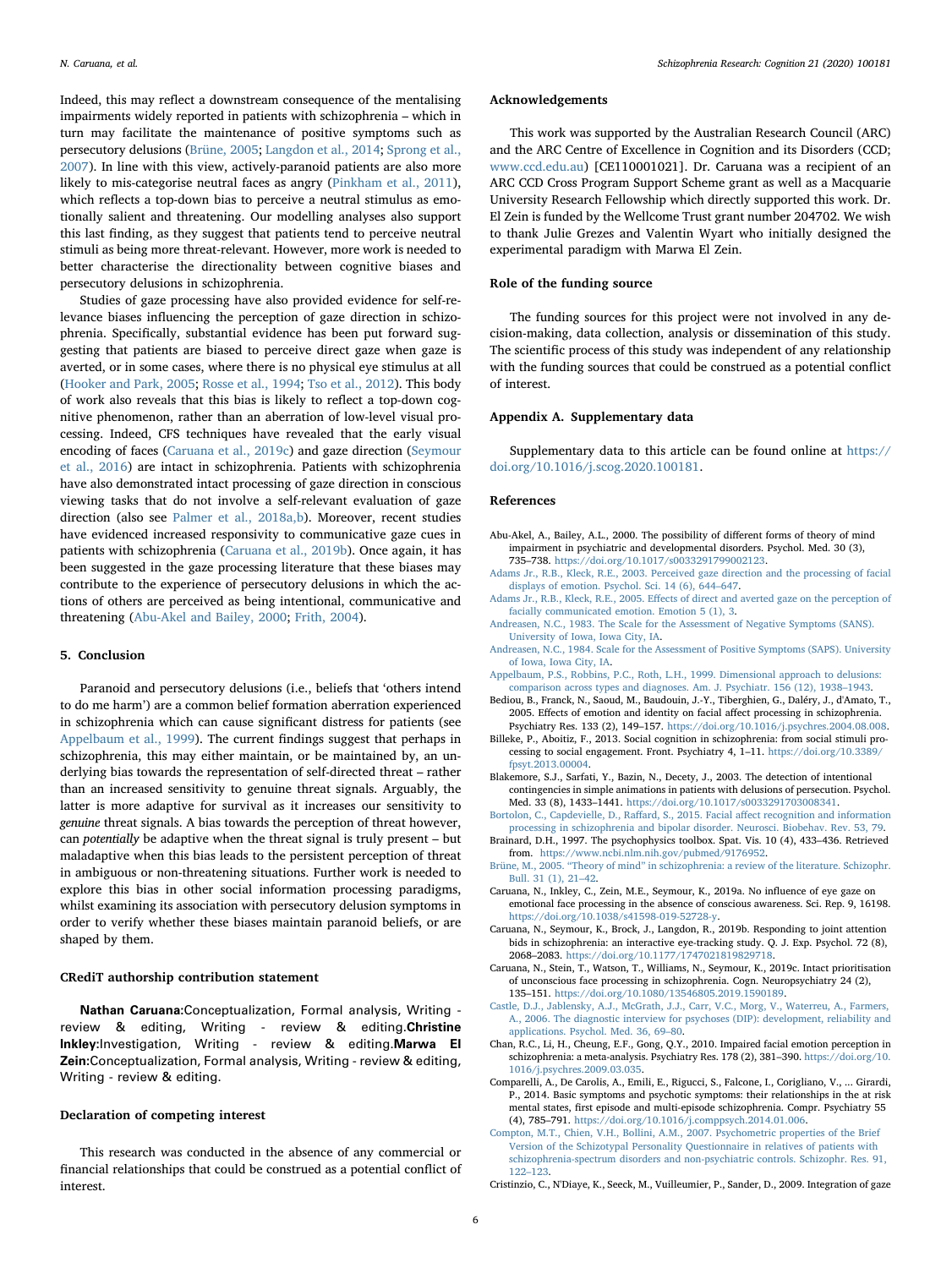Indeed, this may reflect a downstream consequence of the mentalising impairments widely reported in patients with schizophrenia – which in turn may facilitate the maintenance of positive symptoms such as persecutory delusions (Brüne, 2005; Langdon et al., 2014; Sprong et al., 2007). In line with this view, actively-paranoid patients are also more likely to mis-categorise neutral faces as angry (Pinkham et al., 2011), which reflects a top-down bias to perceive a neutral stimulus as emotionally salient and threatening. Our modelling analyses also support this last finding, as they suggest that patients tend to perceive neutral stimuli as being more threat-relevant. However, more work is needed to better characterise the directionality between cognitive biases and persecutory delusions in schizophrenia.

Studies of gaze processing have also provided evidence for self-relevance biases influencing the perception of gaze direction in schizophrenia. Specifically, substantial evidence has been put forward suggesting that patients are biased to perceive direct gaze when gaze is averted, or in some cases, where there is no physical eye stimulus at all (Hooker and Park, 2005; Rosse et al., 1994; Tso et al., 2012). This body of work also reveals that this bias is likely to reflect a top-down cognitive phenomenon, rather than an aberration of low-level visual processing. Indeed, CFS techniques have revealed that the early visual encoding of faces (Caruana et al., 2019c) and gaze direction (Seymour et al., 2016) are intact in schizophrenia. Patients with schizophrenia have also demonstrated intact processing of gaze direction in conscious viewing tasks that do not involve a self-relevant evaluation of gaze direction (also see Palmer et al., 2018a,b). Moreover, recent studies have evidenced increased responsivity to communicative gaze cues in patients with schizophrenia (Caruana et al., 2019b). Once again, it has been suggested in the gaze processing literature that these biases may contribute to the experience of persecutory delusions in which the actions of others are perceived as being intentional, communicative and threatening (Abu-Akel and Bailey, 2000; Frith, 2004).

## 5. Conclusion

Paranoid and persecutory delusions (i.e., beliefs that 'others intend to do me harm') are a common belief formation aberration experienced in schizophrenia which can cause significant distress for patients (see Appelbaum et al., 1999). The current findings suggest that perhaps in schizophrenia, this may either maintain, or be maintained by, an underlying bias towards the representation of self-directed threat – rather than an increased sensitivity to genuine threat signals. Arguably, the latter is more adaptive for survival as it increases our sensitivity to *genuine* threat signals. A bias towards the perception of threat however, can *potentially* be adaptive when the threat signal is truly present – but maladaptive when this bias leads to the persistent perception of threat in ambiguous or non-threatening situations. Further work is needed to explore this bias in other social information processing paradigms, whilst examining its association with persecutory delusion symptoms in order to verify whether these biases maintain paranoid beliefs, or are shaped by them.

## CRediT authorship contribution statement

**Nathan Caruana:** Conceptualization, Formal analysis, Writing - review & editing, Writing - review & editing. **Christine Inkley:** Investigation, Writing - review & editing. **Marwa El Zein:** Conceptualization, Formal analysis, Writing - review & editing, Writing - review & editing.

## Declaration of competing interest

This research was conducted in the absence of any commercial or financial relationships that could be construed as a potential conflict of interest.

## Acknowledgements

This work was supported by the Australian Research Council (ARC) and the ARC Centre of Excellence in Cognition and its Disorders (CCD; www.ccd.edu.au) [CE110001021]. Dr. Caruana was a recipient of an ARC CCD Cross Program Support Scheme grant as well as a Macquarie University Research Fellowship which directly supported this work. Dr. El Zein is funded by the Wellcome Trust grant number 204702. We wish to thank Julie Grezes and Valentin Wyart who initially designed the experimental paradigm with Marwa El Zein.

## Role of the funding source

The funding sources for this project were not involved in any decision-making, data collection, analysis or dissemination of this study. The scientific process of this study was independent of any relationship with the funding sources that could be construed as a potential conflict of interest.

## Appendix A. Supplementary data

Supplementary data to this article can be found online at https://doi.org/10.1016/j.scog.2020.100181.

## References

Abu-Akel, A., Bailey, A.L., 2000. The possibility of different forms of theory of mind impairment in psychiatric and developmental disorders. Psychol. Med. 30 (3), 735–738. https://doi.org/10.1017/s0033291799002123.

Adams Jr., R.B., Kleck, R.E., 2003. Perceived gaze direction and the processing of facial displays of emotion. Psychol. Sci. 14 (6), 644–647.

Adams Jr., R.B., Kleck, R.E., 2005. Effects of direct and averted gaze on the perception of facially communicated emotion. Emotion 5 (1), 3.

Andreasen, N.C., 1983. The Scale for the Assessment of Negative Symptoms (SANS). University of Iowa, Iowa City, IA.

Andreasen, N.C., 1984. Scale for the Assessment of Positive Symptoms (SAPS). University of Iowa, Iowa City, IA.

Appelbaum, P.S., Robbins, P.C., Roth, L.H., 1999. Dimensional approach to delusions: comparison across types and diagnoses. Am. J. Psychiatr. 156 (12), 1938–1943.

Bediou, B., Franck, N., Saoud, M., Baudouin, J.-Y., Tiberghien, G., Daléry, J., d'Amato, T., 2005. Effects of emotion and identity on facial affect processing in schizophrenia. Psychiatry Res. 133 (2), 149–157. https://doi.org/10.1016/j.psychres.2004.08.008.

Billeke, P., Aboitiz, F., 2013. Social cognition in schizophrenia: from social stimuli processing to social engagement. Front. Psychiatry 4, 1–11. https://doi.org/10.3389/fpsyt.2013.00004.

Blakemore, S.J., Sarfati, Y., Bazin, N., Decety, J., 2003. The detection of intentional contingencies in simple animations in patients with delusions of persecution. Psychol. Med. 33 (8), 1433–1441. https://doi.org/10.1017/s0033291703008341.

Bortolon, C., Capdevielle, D., Raffard, S., 2015. Facial affect recognition and information processing in schizophrenia and bipolar disorder. Neurosci. Biobehav. Rev. 53, 79.

Brainard, D.H., 1997. The psychophysics toolbox. Spat. Vis. 10 (4), 433–436. Retrieved from. https://www.ncbi.nlm.nih.gov/pubmed/9176952.

Brüne, M., 2005. "Theory of mind" in schizophrenia: a review of the literature. Schizophr. Bull. 31 (1), 21–42.

Caruana, N., Inkley, C., Zein, M.E., Seymour, K., 2019a. No influence of eye gaze on emotional face processing in the absence of conscious awareness. Sci. Rep. 9, 16198. https://doi.org/10.1038/s41598-019-52728-y.

Caruana, N., Seymour, K., Brock, J., Langdon, R., 2019b. Responding to joint attention bids in schizophrenia: an interactive eye-tracking study. Q. J. Exp. Psychol. 72 (8), 2068–2083. https://doi.org/10.1177/1747021819829718.

Caruana, N., Stein, T., Watson, T., Williams, N., Seymour, K., 2019c. Intact prioritisation of unconscious face processing in schizophrenia. Cogn. Neuropsychiatry 24 (2), 135–151. https://doi.org/10.1080/13546805.2019.1590189.

Castle, D.J., Jablensky, A.J., McGrath, J.J., Carr, V.C., Morg, V., Waterreu, A., Farmers, A., 2006. The diagnostic interview for psychoses (DIP): development, reliability and applications. Psychol. Med. 36, 69–80.

Chan, R.C.K., Li, H., Cheung, E.F., Gong, Q.Y., 2010. Impaired facial emotion perception in schizophrenia: a meta-analysis. Psychiatry Res. 178 (2), 381–390. https://doi.org/10.1016/j.psychres.2009.03.035.

Comparelli, A., De Carolis, A., Emili, E., Rigucci, S., Falcone, I., Corigliano, V., ... Girardi, P., 2014. Basic symptoms and psychotic symptoms: their relationships in the at risk mental states, first episode and multi-episode schizophrenia. Compr. Psychiatry 55 (4), 785–791. https://doi.org/10.1016/j.comppsych.2014.01.006.

Compton, M.T., Chien, V.H., Bollini, A.M., 2007. Psychometric properties of the Brief Version of the Schizotypal Personality Questionnaire in relatives of patients with schizophrenia-spectrum disorders and non-psychiatric controls. Schizophr. Res. 91, 122–123.

Cristinzio, C., N'Diaye, K., Seeck, M., Vuilleumier, P., Sander, D., 2009. Integration of gaze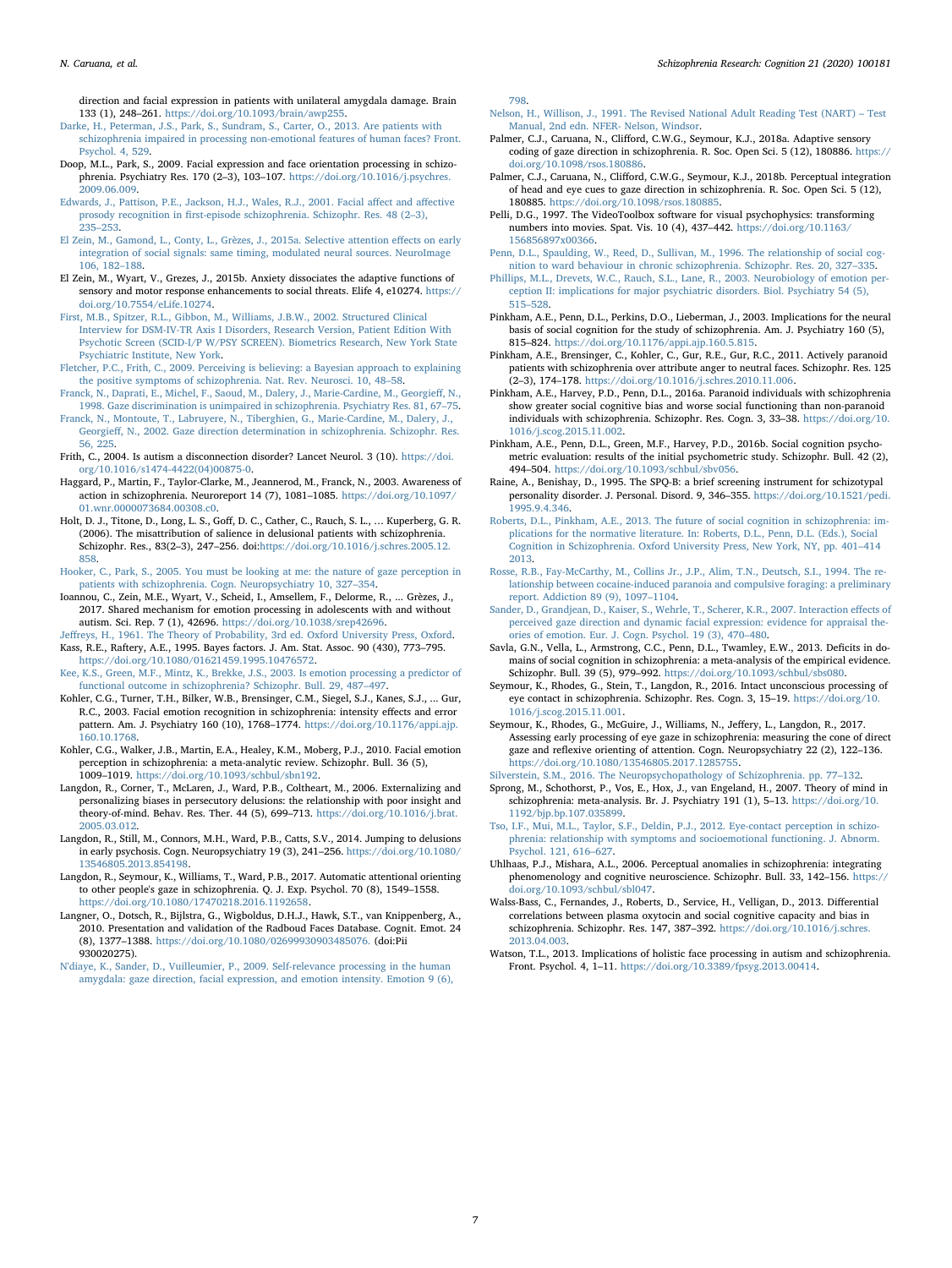direction and facial expression in patients with unilateral amygdala damage. Brain 133 (1), 248–261. https://doi.org/10.1093/brain/awp255.

Darke, H., Peterman, J.S., Park, S., Sundram, S., Carter, O., 2013. Are patients with schizophrenia impaired in processing non-emotional features of human faces? Front. Psychol. 4, 529.

Doop, M.L., Park, S., 2009. Facial expression and face orientation processing in schizophrenia. Psychiatry Res. 170 (2–3), 103–107. https://doi.org/10.1016/j.psychres.2009.06.009.

Edwards, J., Pattison, P.E., Jackson, H.J., Wales, R.J., 2001. Facial affect and affective prosody recognition in first-episode schizophrenia. Schizophr. Res. 48 (2–3), 235–253.

El Zein, M., Gamond, L., Conty, L., Grèzes, J., 2015a. Selective attention effects on early integration of social signals: same timing, modulated neural sources. NeuroImage 106, 182–188.

El Zein, M., Wyart, V., Grezes, J., 2015b. Anxiety dissociates the adaptive functions of sensory and motor response enhancements to social threats. Elife 4, e10274. https://doi.org/10.7554/eLife.10274.

First, M.B., Spitzer, R.L., Gibbon, M., Williams, J.B.W., 2002. Structured Clinical Interview for DSM-IV-TR Axis I Disorders, Research Version, Patient Edition With Psychotic Screen (SCID-I/P W/PSY SCREEN). Biometrics Research, New York State Psychiatric Institute, New York.

Fletcher, P.C., Frith, C., 2009. Perceiving is believing: a Bayesian approach to explaining the positive symptoms of schizophrenia. Nat. Rev. Neurosci. 10, 48–58.

Franck, N., Daprati, E., Michel, F., Saoud, M., Dalery, J., Marie-Cardine, M., Georgieff, N., 1998. Gaze discrimination is unimpaired in schizophrenia. Psychiatry Res. 81, 67–75.

Franck, N., Montoute, T., Labruyere, N., Tiberghien, G., Marie-Cardine, M., Dalery, J., Georgieff, N., 2002. Gaze direction determination in schizophrenia. Schizophr. Res. 56, 225.

Frith, C., 2004. Is autism a disconnection disorder? Lancet Neurol. 3 (10). https://doi.org/10.1016/s1474-4422(04)00875-0.

Haggard, P., Martin, F., Taylor-Clarke, M., Jeannerod, M., Franck, N., 2003. Awareness of action in schizophrenia. Neuroreport 14 (7), 1081–1085. https://doi.org/10.1097/01.wnr.0000073684.00308.c0.

Holt, D. J., Titone, D., Long, L. S., Goff, D. C., Cather, C., Rauch, S. L., … Kuperberg, G. R. (2006). The misattribution of salience in delusional patients with schizophrenia. Schizophr. Res., 83(2–3), 247–256. doi:https://doi.org/10.1016/j.schres.2005.12.858.

Hooker, C., Park, S., 2005. You must be looking at me: the nature of gaze perception in patients with schizophrenia. Cogn. Neuropsychiatry 10, 327–354.

Ioannou, C., Zein, M.E., Wyart, V., Scheid, I., Amsellem, F., Delorme, R., … Grèzes, J., 2017. Shared mechanism for emotion processing in adolescents with and without autism. Sci. Rep. 7 (1), 42696. https://doi.org/10.1038/srep42696.

Jeffreys, H., 1961. The Theory of Probability, 3rd ed. Oxford University Press, Oxford.

Kass, R.E., Raftery, A.E., 1995. Bayes factors. J. Am. Stat. Assoc. 90 (430), 773–795. https://doi.org/10.1080/01621459.1995.10476572.

Kee, K.S., Green, M.F., Mintz, K., Brekke, J.S., 2003. Is emotion processing a predictor of functional outcome in schizophrenia? Schizophr. Bull. 29, 487–497.

Kohler, C.G., Turner, T.H., Bilker, W.B., Brensinger, C.M., Siegel, S.J., Kanes, S.J., … Gur, R.C., 2003. Facial emotion recognition in schizophrenia: intensity effects and error pattern. Am. J. Psychiatry 160 (10), 1768–1774. https://doi.org/10.1176/appi.ajp.160.10.1768.

Kohler, C.G., Walker, J.B., Martin, E.A., Healey, K.M., Moberg, P.J., 2010. Facial emotion perception in schizophrenia: a meta-analytic review. Schizophr. Bull. 36 (5), 1009–1019. https://doi.org/10.1093/schbul/sbn192.

Langdon, R., Corner, T., McLaren, J., Ward, P.B., Coltheart, M., 2006. Externalizing and personalizing biases in persecutory delusions: the relationship with poor insight and theory-of-mind. Behav. Res. Ther. 44 (5), 699–713. https://doi.org/10.1016/j.brat.2005.03.012.

Langdon, R., Still, M., Connors, M.H., Ward, P.B., Catts, S.V., 2014. Jumping to delusions in early psychosis. Cogn. Neuropsychiatry 19 (3), 241–256. https://doi.org/10.1080/13546805.2013.854198.

Langdon, R., Seymour, K., Williams, T., Ward, P.B., 2017. Automatic attentional orienting to other people's gaze in schizophrenia. Q. J. Exp. Psychol. 70 (8), 1549–1558. https://doi.org/10.1080/17470218.2016.1192658.

Langner, O., Dotsch, R., Bijlstra, G., Wigboldus, D.H.J., Hawk, S.T., van Knippenberg, A., 2010. Presentation and validation of the Radboud Faces Database. Cognit. Emot. 24 (8), 1377–1388. https://doi.org/10.1080/02699930903485076. (doi:Pii 930020275).

N'diaye, K., Sander, D., Vuilleumier, P., 2009. Self-relevance processing in the human amygdala: gaze direction, facial expression, and emotion intensity. Emotion 9 (6), 798.

Nelson, H., Willison, J., 1991. The Revised National Adult Reading Test (NART) – Test Manual, 2nd edn. NFER- Nelson, Windsor.

Palmer, C.J., Caruana, N., Clifford, C.W.G., Seymour, K.J., 2018a. Adaptive sensory coding of gaze direction in schizophrenia. R. Soc. Open Sci. 5 (12), 180886. https://doi.org/10.1098/rsos.180886.

Palmer, C.J., Caruana, N., Clifford, C.W.G., Seymour, K.J., 2018b. Perceptual integration of head and eye cues to gaze direction in schizophrenia. R. Soc. Open Sci. 5 (12), 180885. https://doi.org/10.1098/rsos.180885.

Pelli, D.G., 1997. The VideoToolbox software for visual psychophysics: transforming numbers into movies. Spat. Vis. 10 (4), 437–442. https://doi.org/10.1163/156856897x00366.

Penn, D.L., Spaulding, W., Reed, D., Sullivan, M., 1996. The relationship of social cognition to ward behaviour in chronic schizophrenia. Schizophr. Res. 20, 327–335.

Phillips, M.L., Drevets, W.C., Rauch, S.L., Lane, R., 2003. Neurobiology of emotion perception II: implications for major psychiatric disorders. Biol. Psychiatry 54 (5), 515–528.

Pinkham, A.E., Penn, D.L., Perkins, D.O., Lieberman, J., 2003. Implications for the neural basis of social cognition for the study of schizophrenia. Am. J. Psychiatry 160 (5), 815–824. https://doi.org/10.1176/appi.ajp.160.5.815.

Pinkham, A.E., Brensinger, C., Kohler, C., Gur, R.E., Gur, R.C., 2011. Actively paranoid patients with schizophrenia over attribute anger to neutral faces. Schizophr. Res. 125 (2–3), 174–178. https://doi.org/10.1016/j.schres.2010.11.006.

Pinkham, A.E., Harvey, P.D., Penn, D.L., 2016a. Paranoid individuals with schizophrenia show greater social cognitive bias and worse social functioning than non-paranoid individuals with schizophrenia. Schizophr. Res. Cogn. 3, 33–38. https://doi.org/10.1016/j.scog.2015.11.002.

Pinkham, A.E., Penn, D.L., Green, M.F., Harvey, P.D., 2016b. Social cognition psychometric evaluation: results of the initial psychometric study. Schizophr. Bull. 42 (2), 494–504. https://doi.org/10.1093/schbul/sbv056.

Raine, A., Benishay, D., 1995. The SPQ-B: a brief screening instrument for schizotypal personality disorder. J. Personal. Disord. 9, 346–355. https://doi.org/10.1521/pedi.1995.9.4.346.

Roberts, D.L., Pinkham, A.E., 2013. The future of social cognition in schizophrenia: implications for the normative literature. In: Roberts, D.L., Penn, D.L. (Eds.), Social Cognition in Schizophrenia. Oxford University Press, New York, NY, pp. 401–414 2013.

Rosse, R.B., Fay-McCarthy, M., Collins Jr., J.P., Alim, T.N., Deutsch, S.I., 1994. The relationship between cocaine-induced paranoia and compulsive foraging: a preliminary report. Addiction 89 (9), 1097–1104.

Sander, D., Grandjean, D., Kaiser, S., Wehrle, T., Scherer, K.R., 2007. Interaction effects of perceived gaze direction and dynamic facial expression: evidence for appraisal theories of emotion. Eur. J. Cogn. Psychol. 19 (3), 470–480.

Savla, G.N., Vella, L., Armstrong, C.C., Penn, D.L., Twamley, E.W., 2013. Deficits in domains of social cognition in schizophrenia: a meta-analysis of the empirical evidence. Schizophr. Bull. 39 (5), 979–992. https://doi.org/10.1093/schbul/sbs080.

Seymour, K., Rhodes, G., Stein, T., Langdon, R., 2016. Intact unconscious processing of eye contact in schizophrenia. Schizophr. Res. Cogn. 3, 15–19. https://doi.org/10.1016/j.scog.2015.11.001.

Seymour, K., Rhodes, G., McGuire, J., Williams, N., Jeffery, L., Langdon, R., 2017. Assessing early processing of eye gaze in schizophrenia: measuring the cone of direct gaze and reflexive orienting of attention. Cogn. Neuropsychiatry 22 (2), 122–136. https://doi.org/10.1080/13546805.2017.1285755.

Silverstein, S.M., 2016. The Neuropsychopathology of Schizophrenia. pp. 77–132.

Sprong, M., Schothorst, P., Vos, E., Hox, J., van Engeland, H., 2007. Theory of mind in schizophrenia: meta-analysis. Br. J. Psychiatry 191 (1), 5–13. https://doi.org/10.1192/bjp.bp.107.035899.

Tso, I.F., Mui, M.L., Taylor, S.F., Deldin, P.J., 2012. Eye-contact perception in schizophrenia: relationship with symptoms and socioemotional functioning. J. Abnorm. Psychol. 121, 616–627.

Uhlhaas, P.J., Mishara, A.L., 2006. Perceptual anomalies in schizophrenia: integrating phenomenology and cognitive neuroscience. Schizophr. Bull. 33, 142–156. https://doi.org/10.1093/schbul/sbl047.

Walss-Bass, C., Fernandes, J., Roberts, D., Service, H., Velligan, D., 2013. Differential correlations between plasma oxytocin and social cognitive capacity and bias in schizophrenia. Schizophr. Res. 147, 387–392. https://doi.org/10.1016/j.schres.2013.04.003.

Watson, T.L., 2013. Implications of holistic face processing in autism and schizophrenia. Front. Psychol. 4, 1–11. https://doi.org/10.3389/fpsyg.2013.00414.